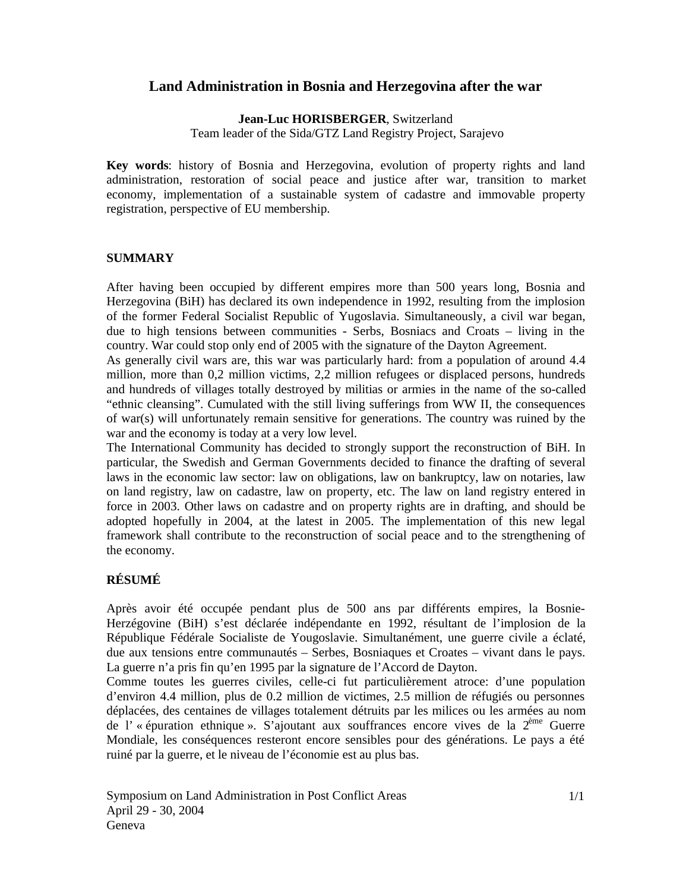# Land Administration in Bosnia and Herzegovina after the war

**Jean-Luc HORISBERGER**, Switzerland
Team leader of the Sida/GTZ Land Registry Project, Sarajevo

**Key words**: history of Bosnia and Herzegovina, evolution of property rights and land administration, restoration of social peace and justice after war, transition to market economy, implementation of a sustainable system of cadastre and immovable property registration, perspective of EU membership.

## SUMMARY

After having been occupied by different empires more than 500 years long, Bosnia and Herzegovina (BiH) has declared its own independence in 1992, resulting from the implosion of the former Federal Socialist Republic of Yugoslavia. Simultaneously, a civil war began, due to high tensions between communities - Serbs, Bosniacs and Croats – living in the country. War could stop only end of 2005 with the signature of the Dayton Agreement.

As generally civil wars are, this war was particularly hard: from a population of around 4.4 million, more than 0,2 million victims, 2,2 million refugees or displaced persons, hundreds and hundreds of villages totally destroyed by militias or armies in the name of the so-called "ethnic cleansing". Cumulated with the still living sufferings from WW II, the consequences of war(s) will unfortunately remain sensitive for generations. The country was ruined by the war and the economy is today at a very low level.

The International Community has decided to strongly support the reconstruction of BiH. In particular, the Swedish and German Governments decided to finance the drafting of several laws in the economic law sector: law on obligations, law on bankruptcy, law on notaries, law on land registry, law on cadastre, law on property, etc. The law on land registry entered in force in 2003. Other laws on cadastre and on property rights are in drafting, and should be adopted hopefully in 2004, at the latest in 2005. The implementation of this new legal framework shall contribute to the reconstruction of social peace and to the strengthening of the economy.

## RÉSUMÉ

Après avoir été occupée pendant plus de 500 ans par différents empires, la Bosnie-Herzégovine (BiH) s'est déclarée indépendante en 1992, résultant de l'implosion de la République Fédérale Socialiste de Yougoslavie. Simultanément, une guerre civile a éclaté, due aux tensions entre communautés – Serbes, Bosniaques et Croates – vivant dans le pays. La guerre n'a pris fin qu'en 1995 par la signature de l'Accord de Dayton.

Comme toutes les guerres civiles, celle-ci fut particulièrement atroce: d'une population d'environ 4.4 million, plus de 0.2 million de victimes, 2.5 million de réfugiés ou personnes déplacées, des centaines de villages totalement détruits par les milices ou les armées au nom de l' « épuration ethnique ». S'ajoutant aux souffrances encore vives de la 2ème Guerre Mondiale, les conséquences resteront encore sensibles pour des générations. Le pays a été ruiné par la guerre, et le niveau de l'économie est au plus bas.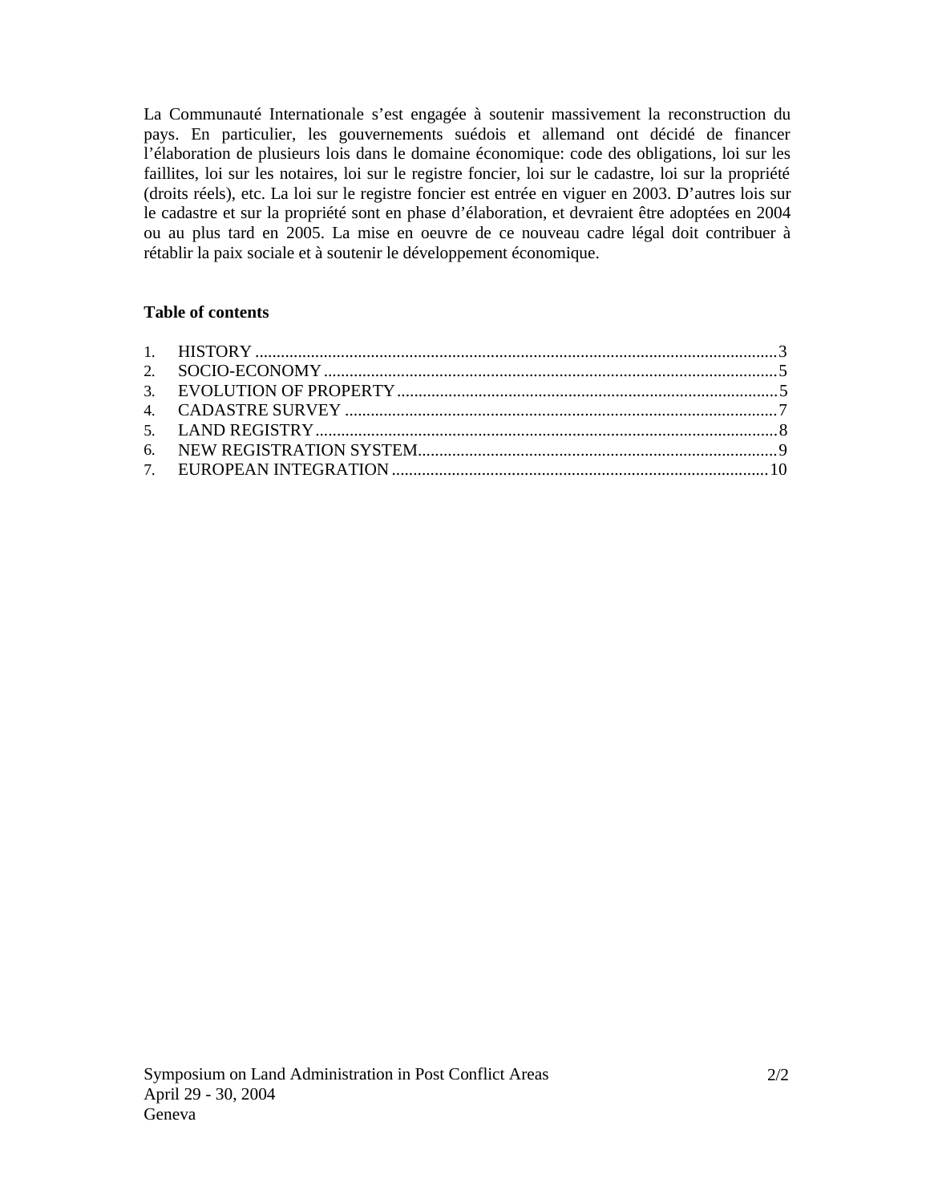La Communauté Internationale s’est engagée à soutenir massivement la reconstruction du pays. En particulier, les gouvernements suédois et allemand ont décidé de financer l’élaboration de plusieurs lois dans le domaine économique: code des obligations, loi sur les faillites, loi sur les notaires, loi sur le registre foncier, loi sur le cadastre, loi sur la propriété (droits réels), etc. La loi sur le registre foncier est entrée en viguer en 2003. D’autres lois sur le cadastre et sur la propriété sont en phase d’élaboration, et devraient être adoptées en 2004 ou au plus tard en 2005. La mise en oeuvre de ce nouveau cadre légal doit contribuer à rétablir la paix sociale et à soutenir le développement économique.

**Table of contents**

1. HISTORY ........................................................................ 3
2. SOCIO-ECONOMY .............................................................. 5
3. EVOLUTION OF PROPERTY ................................................ 5
4. CADASTRE SURVEY .......................................................... 7
5. LAND REGISTRY ................................................................ 8
6. NEW REGISTRATION SYSTEM ............................................ 9
7. EUROPEAN INTEGRATION .............................................. 10

Symposium on Land Administration in Post Conflict Areas
April 29 - 30, 2004
Geneva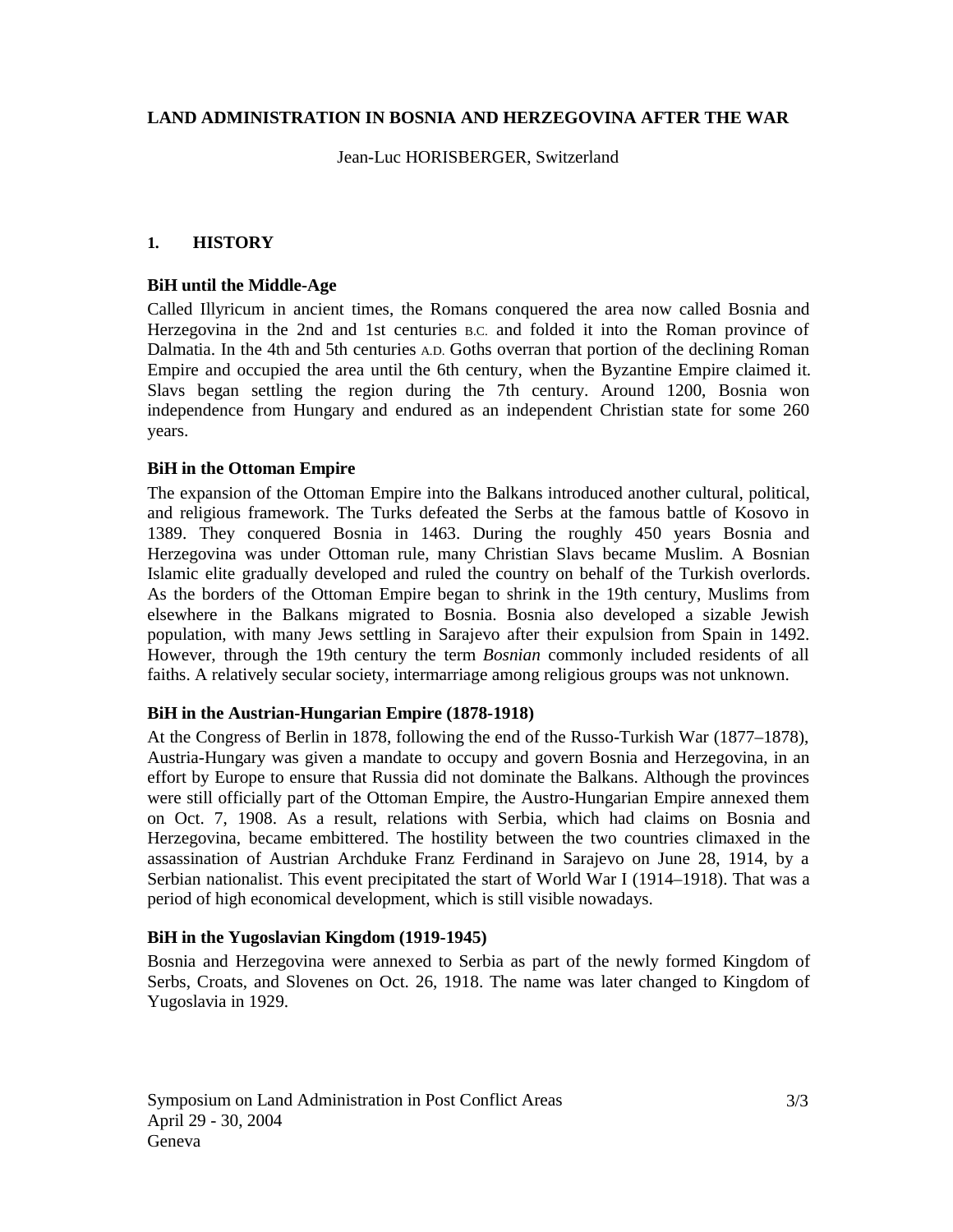**LAND ADMINISTRATION IN BOSNIA AND HERZEGOVINA AFTER THE WAR**

Jean-Luc HORISBERGER, Switzerland

## 1. HISTORY

### BiH until the Middle-Age

Called Illyricum in ancient times, the Romans conquered the area now called Bosnia and Herzegovina in the 2nd and 1st centuries B.C. and folded it into the Roman province of Dalmatia. In the 4th and 5th centuries A.D. Goths overran that portion of the declining Roman Empire and occupied the area until the 6th century, when the Byzantine Empire claimed it. Slavs began settling the region during the 7th century. Around 1200, Bosnia won independence from Hungary and endured as an independent Christian state for some 260 years.

### BiH in the Ottoman Empire

The expansion of the Ottoman Empire into the Balkans introduced another cultural, political, and religious framework. The Turks defeated the Serbs at the famous battle of Kosovo in 1389. They conquered Bosnia in 1463. During the roughly 450 years Bosnia and Herzegovina was under Ottoman rule, many Christian Slavs became Muslim. A Bosnian Islamic elite gradually developed and ruled the country on behalf of the Turkish overlords. As the borders of the Ottoman Empire began to shrink in the 19th century, Muslims from elsewhere in the Balkans migrated to Bosnia. Bosnia also developed a sizable Jewish population, with many Jews settling in Sarajevo after their expulsion from Spain in 1492. However, through the 19th century the term *Bosnian* commonly included residents of all faiths. A relatively secular society, intermarriage among religious groups was not unknown.

### BiH in the Austrian-Hungarian Empire (1878-1918)

At the Congress of Berlin in 1878, following the end of the Russo-Turkish War (1877–1878), Austria-Hungary was given a mandate to occupy and govern Bosnia and Herzegovina, in an effort by Europe to ensure that Russia did not dominate the Balkans. Although the provinces were still officially part of the Ottoman Empire, the Austro-Hungarian Empire annexed them on Oct. 7, 1908. As a result, relations with Serbia, which had claims on Bosnia and Herzegovina, became embittered. The hostility between the two countries climaxed in the assassination of Austrian Archduke Franz Ferdinand in Sarajevo on June 28, 1914, by a Serbian nationalist. This event precipitated the start of World War I (1914–1918). That was a period of high economical development, which is still visible nowadays.

### BiH in the Yugoslavian Kingdom (1919-1945)

Bosnia and Herzegovina were annexed to Serbia as part of the newly formed Kingdom of Serbs, Croats, and Slovenes on Oct. 26, 1918. The name was later changed to Kingdom of Yugoslavia in 1929.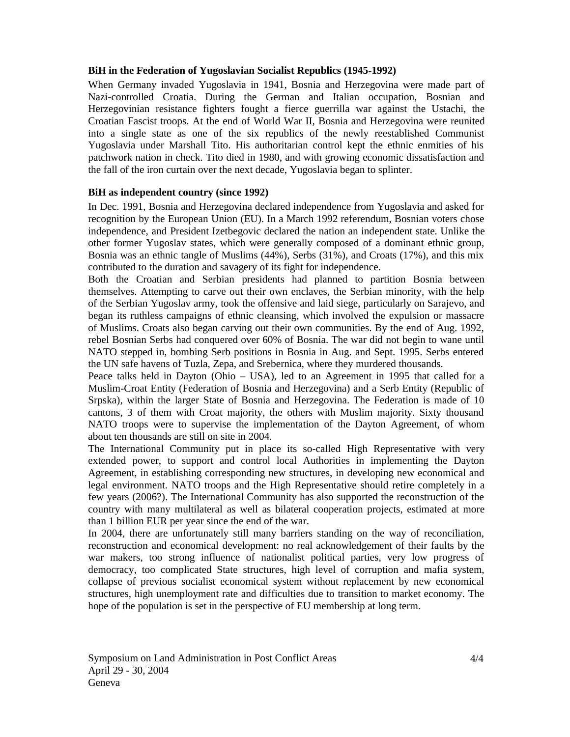**BiH in the Federation of Yugoslavian Socialist Republics (1945-1992)**

When Germany invaded Yugoslavia in 1941, Bosnia and Herzegovina were made part of Nazi-controlled Croatia. During the German and Italian occupation, Bosnian and Herzegovinian resistance fighters fought a fierce guerrilla war against the Ustachi, the Croatian Fascist troops. At the end of World War II, Bosnia and Herzegovina were reunited into a single state as one of the six republics of the newly reestablished Communist Yugoslavia under Marshall Tito. His authoritarian control kept the ethnic enmities of his patchwork nation in check. Tito died in 1980, and with growing economic dissatisfaction and the fall of the iron curtain over the next decade, Yugoslavia began to splinter.

**BiH as independent country (since 1992)**

In Dec. 1991, Bosnia and Herzegovina declared independence from Yugoslavia and asked for recognition by the European Union (EU). In a March 1992 referendum, Bosnian voters chose independence, and President Izetbegovic declared the nation an independent state. Unlike the other former Yugoslav states, which were generally composed of a dominant ethnic group, Bosnia was an ethnic tangle of Muslims (44%), Serbs (31%), and Croats (17%), and this mix contributed to the duration and savagery of its fight for independence.

Both the Croatian and Serbian presidents had planned to partition Bosnia between themselves. Attempting to carve out their own enclaves, the Serbian minority, with the help of the Serbian Yugoslav army, took the offensive and laid siege, particularly on Sarajevo, and began its ruthless campaigns of ethnic cleansing, which involved the expulsion or massacre of Muslims. Croats also began carving out their own communities. By the end of Aug. 1992, rebel Bosnian Serbs had conquered over 60% of Bosnia. The war did not begin to wane until NATO stepped in, bombing Serb positions in Bosnia in Aug. and Sept. 1995. Serbs entered the UN safe havens of Tuzla, Zepa, and Srebernica, where they murdered thousands.

Peace talks held in Dayton (Ohio – USA), led to an Agreement in 1995 that called for a Muslim-Croat Entity (Federation of Bosnia and Herzegovina) and a Serb Entity (Republic of Srpska), within the larger State of Bosnia and Herzegovina. The Federation is made of 10 cantons, 3 of them with Croat majority, the others with Muslim majority. Sixty thousand NATO troops were to supervise the implementation of the Dayton Agreement, of whom about ten thousands are still on site in 2004.

The International Community put in place its so-called High Representative with very extended power, to support and control local Authorities in implementing the Dayton Agreement, in establishing corresponding new structures, in developing new economical and legal environment. NATO troops and the High Representative should retire completely in a few years (2006?). The International Community has also supported the reconstruction of the country with many multilateral as well as bilateral cooperation projects, estimated at more than 1 billion EUR per year since the end of the war.

In 2004, there are unfortunately still many barriers standing on the way of reconciliation, reconstruction and economical development: no real acknowledgement of their faults by the war makers, too strong influence of nationalist political parties, very low progress of democracy, too complicated State structures, high level of corruption and mafia system, collapse of previous socialist economical system without replacement by new economical structures, high unemployment rate and difficulties due to transition to market economy. The hope of the population is set in the perspective of EU membership at long term.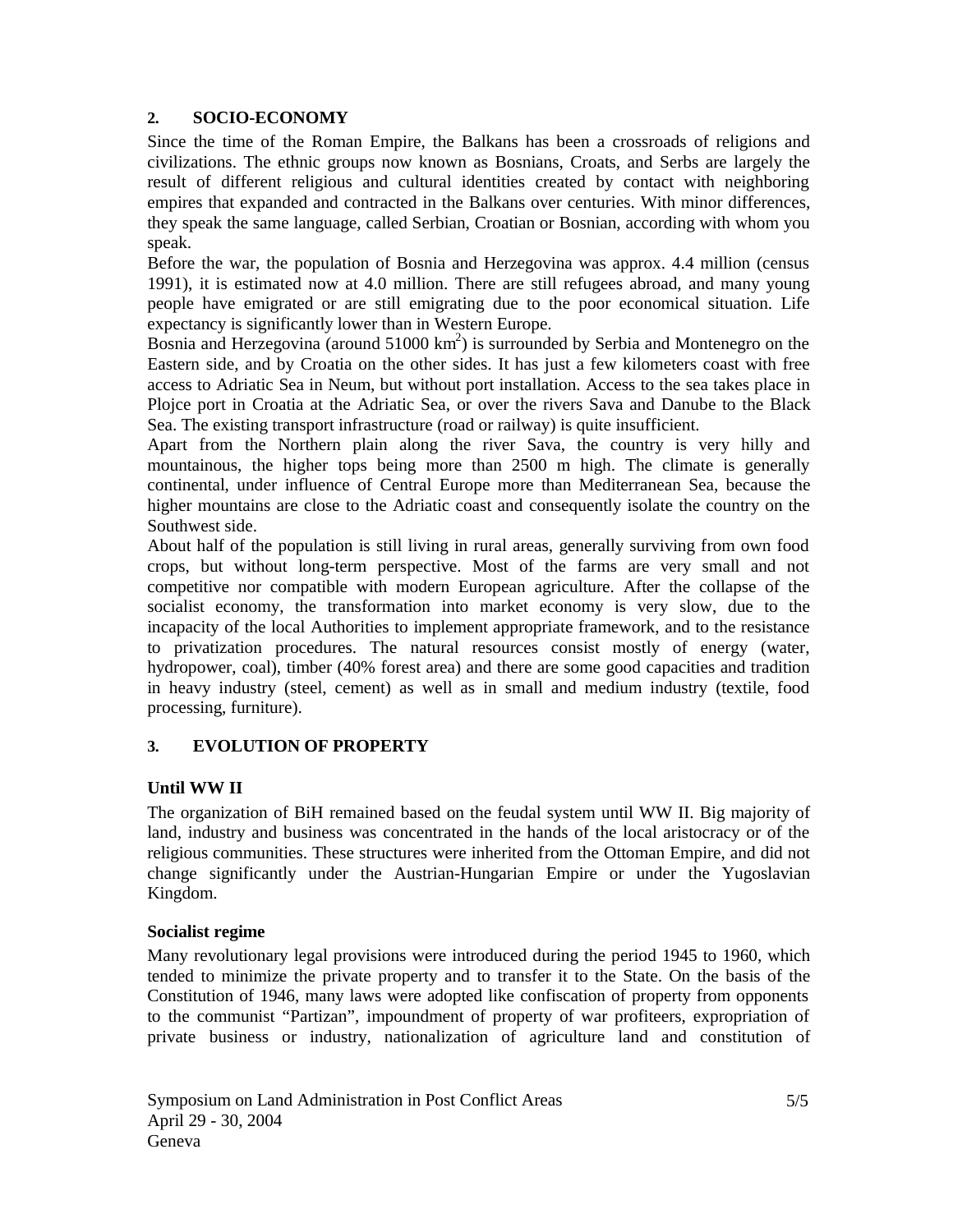## 2. SOCIO-ECONOMY

Since the time of the Roman Empire, the Balkans has been a crossroads of religions and civilizations. The ethnic groups now known as Bosnians, Croats, and Serbs are largely the result of different religious and cultural identities created by contact with neighboring empires that expanded and contracted in the Balkans over centuries. With minor differences, they speak the same language, called Serbian, Croatian or Bosnian, according with whom you speak.

Before the war, the population of Bosnia and Herzegovina was approx. 4.4 million (census 1991), it is estimated now at 4.0 million. There are still refugees abroad, and many young people have emigrated or are still emigrating due to the poor economical situation. Life expectancy is significantly lower than in Western Europe.

Bosnia and Herzegovina (around 51000 $km^2$) is surrounded by Serbia and Montenegro on the Eastern side, and by Croatia on the other sides. It has just a few kilometers coast with free access to Adriatic Sea in Neum, but without port installation. Access to the sea takes place in Plojce port in Croatia at the Adriatic Sea, or over the rivers Sava and Danube to the Black Sea. The existing transport infrastructure (road or railway) is quite insufficient.

Apart from the Northern plain along the river Sava, the country is very hilly and mountainous, the higher tops being more than 2500 m high. The climate is generally continental, under influence of Central Europe more than Mediterranean Sea, because the higher mountains are close to the Adriatic coast and consequently isolate the country on the Southwest side.

About half of the population is still living in rural areas, generally surviving from own food crops, but without long-term perspective. Most of the farms are very small and not competitive nor compatible with modern European agriculture. After the collapse of the socialist economy, the transformation into market economy is very slow, due to the incapacity of the local Authorities to implement appropriate framework, and to the resistance to privatization procedures. The natural resources consist mostly of energy (water, hydropower, coal), timber (40% forest area) and there are some good capacities and tradition in heavy industry (steel, cement) as well as in small and medium industry (textile, food processing, furniture).

## 3. EVOLUTION OF PROPERTY

### Until WW II

The organization of BiH remained based on the feudal system until WW II. Big majority of land, industry and business was concentrated in the hands of the local aristocracy or of the religious communities. These structures were inherited from the Ottoman Empire, and did not change significantly under the Austrian-Hungarian Empire or under the Yugoslavian Kingdom.

### Socialist regime

Many revolutionary legal provisions were introduced during the period 1945 to 1960, which tended to minimize the private property and to transfer it to the State. On the basis of the Constitution of 1946, many laws were adopted like confiscation of property from opponents to the communist "Partizan", impoundment of property of war profiteers, expropriation of private business or industry, nationalization of agriculture land and constitution of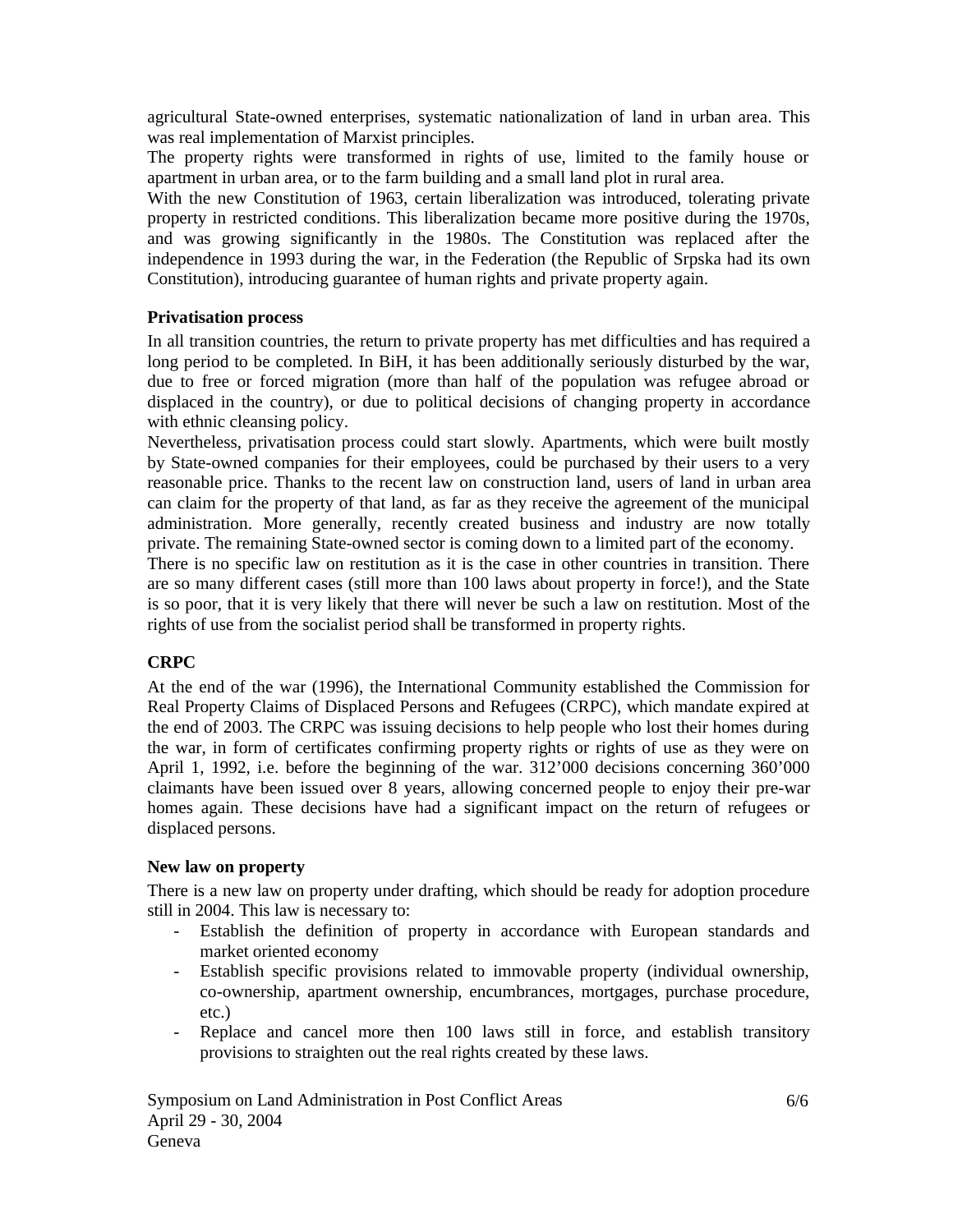agricultural State-owned enterprises, systematic nationalization of land in urban area. This was real implementation of Marxist principles.

The property rights were transformed in rights of use, limited to the family house or apartment in urban area, or to the farm building and a small land plot in rural area.

With the new Constitution of 1963, certain liberalization was introduced, tolerating private property in restricted conditions. This liberalization became more positive during the 1970s, and was growing significantly in the 1980s. The Constitution was replaced after the independence in 1993 during the war, in the Federation (the Republic of Srpska had its own Constitution), introducing guarantee of human rights and private property again.

**Privatisation process**

In all transition countries, the return to private property has met difficulties and has required a long period to be completed. In BiH, it has been additionally seriously disturbed by the war, due to free or forced migration (more than half of the population was refugee abroad or displaced in the country), or due to political decisions of changing property in accordance with ethnic cleansing policy.

Nevertheless, privatisation process could start slowly. Apartments, which were built mostly by State-owned companies for their employees, could be purchased by their users to a very reasonable price. Thanks to the recent law on construction land, users of land in urban area can claim for the property of that land, as far as they receive the agreement of the municipal administration. More generally, recently created business and industry are now totally private. The remaining State-owned sector is coming down to a limited part of the economy.

There is no specific law on restitution as it is the case in other countries in transition. There are so many different cases (still more than 100 laws about property in force!), and the State is so poor, that it is very likely that there will never be such a law on restitution. Most of the rights of use from the socialist period shall be transformed in property rights.

**CRPC**

At the end of the war (1996), the International Community established the Commission for Real Property Claims of Displaced Persons and Refugees (CRPC), which mandate expired at the end of 2003. The CRPC was issuing decisions to help people who lost their homes during the war, in form of certificates confirming property rights or rights of use as they were on April 1, 1992, i.e. before the beginning of the war. 312'000 decisions concerning 360'000 claimants have been issued over 8 years, allowing concerned people to enjoy their pre-war homes again. These decisions have had a significant impact on the return of refugees or displaced persons.

**New law on property**

There is a new law on property under drafting, which should be ready for adoption procedure still in 2004. This law is necessary to:

- Establish the definition of property in accordance with European standards and market oriented economy
- Establish specific provisions related to immovable property (individual ownership, co-ownership, apartment ownership, encumbrances, mortgages, purchase procedure, etc.)
- Replace and cancel more then 100 laws still in force, and establish transitory provisions to straighten out the real rights created by these laws.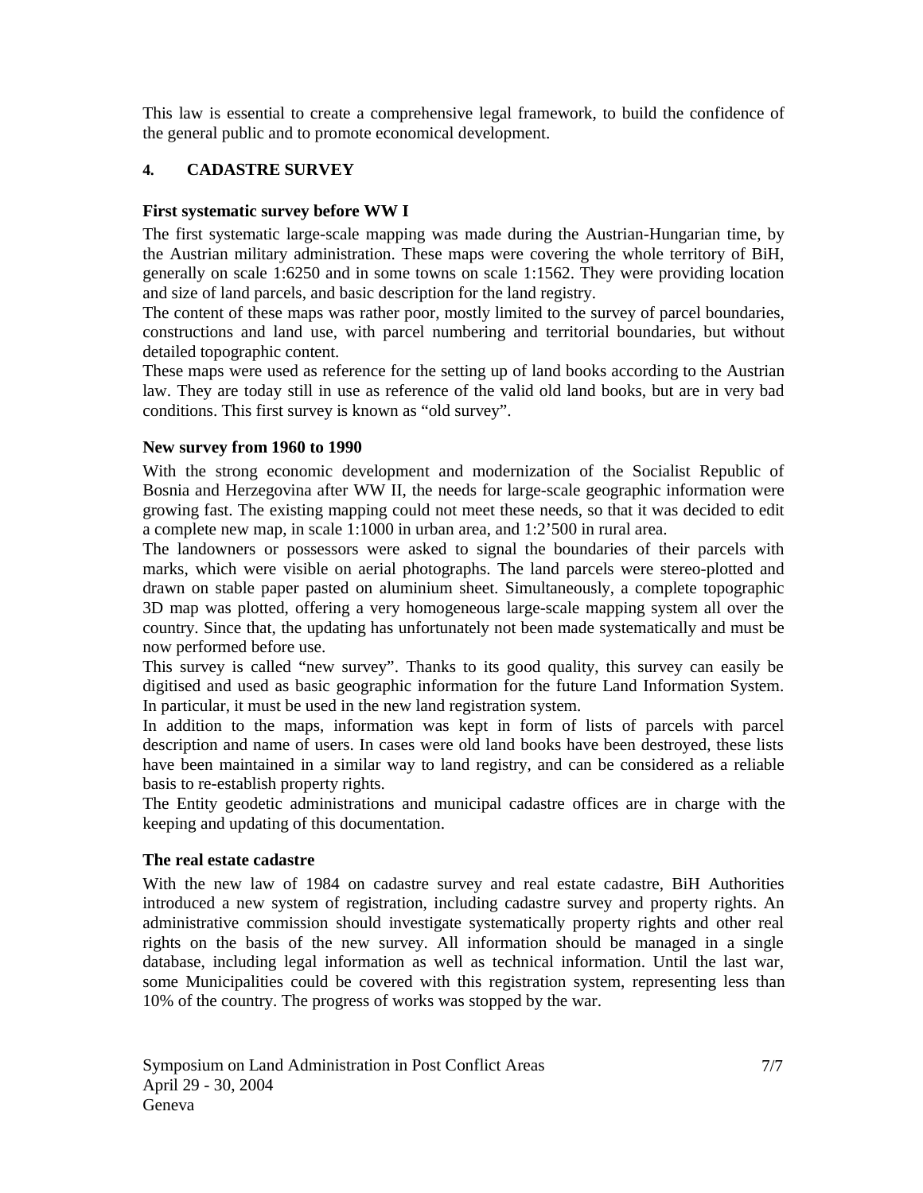This law is essential to create a comprehensive legal framework, to build the confidence of the general public and to promote economical development.

## 4. CADASTRE SURVEY

### First systematic survey before WW I

The first systematic large-scale mapping was made during the Austrian-Hungarian time, by the Austrian military administration. These maps were covering the whole territory of BiH, generally on scale 1:6250 and in some towns on scale 1:1562. They were providing location and size of land parcels, and basic description for the land registry.

The content of these maps was rather poor, mostly limited to the survey of parcel boundaries, constructions and land use, with parcel numbering and territorial boundaries, but without detailed topographic content.

These maps were used as reference for the setting up of land books according to the Austrian law. They are today still in use as reference of the valid old land books, but are in very bad conditions. This first survey is known as "old survey".

### New survey from 1960 to 1990

With the strong economic development and modernization of the Socialist Republic of Bosnia and Herzegovina after WW II, the needs for large-scale geographic information were growing fast. The existing mapping could not meet these needs, so that it was decided to edit a complete new map, in scale 1:1000 in urban area, and 1:2'500 in rural area.

The landowners or possessors were asked to signal the boundaries of their parcels with marks, which were visible on aerial photographs. The land parcels were stereo-plotted and drawn on stable paper pasted on aluminium sheet. Simultaneously, a complete topographic 3D map was plotted, offering a very homogeneous large-scale mapping system all over the country. Since that, the updating has unfortunately not been made systematically and must be now performed before use.

This survey is called "new survey". Thanks to its good quality, this survey can easily be digitised and used as basic geographic information for the future Land Information System. In particular, it must be used in the new land registration system.

In addition to the maps, information was kept in form of lists of parcels with parcel description and name of users. In cases were old land books have been destroyed, these lists have been maintained in a similar way to land registry, and can be considered as a reliable basis to re-establish property rights.

The Entity geodetic administrations and municipal cadastre offices are in charge with the keeping and updating of this documentation.

### The real estate cadastre

With the new law of 1984 on cadastre survey and real estate cadastre, BiH Authorities introduced a new system of registration, including cadastre survey and property rights. An administrative commission should investigate systematically property rights and other real rights on the basis of the new survey. All information should be managed in a single database, including legal information as well as technical information. Until the last war, some Municipalities could be covered with this registration system, representing less than 10% of the country. The progress of works was stopped by the war.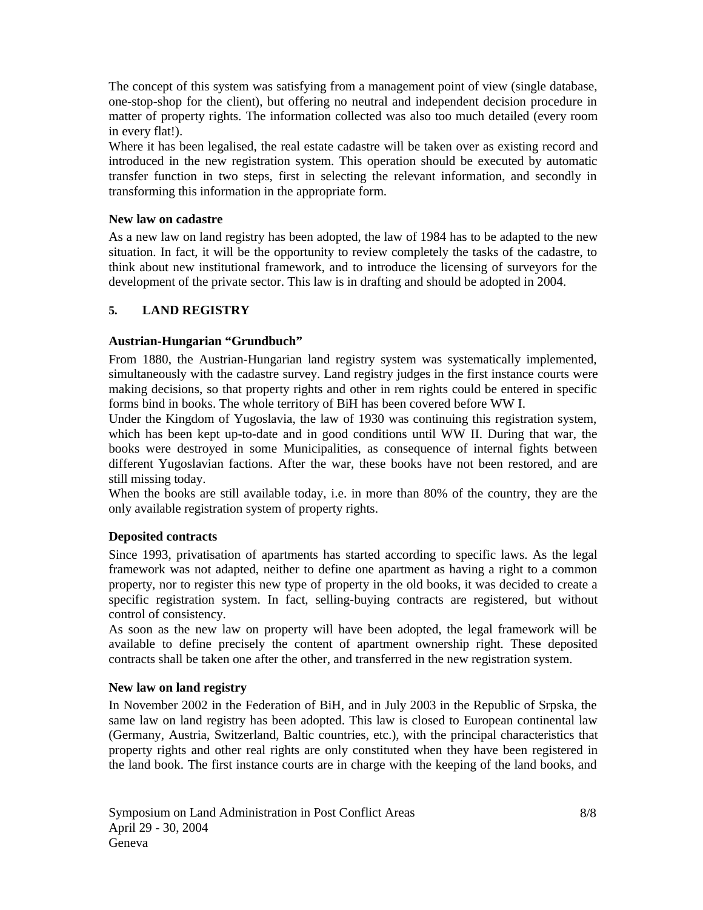The concept of this system was satisfying from a management point of view (single database, one-stop-shop for the client), but offering no neutral and independent decision procedure in matter of property rights. The information collected was also too much detailed (every room in every flat!).
Where it has been legalised, the real estate cadastre will be taken over as existing record and introduced in the new registration system. This operation should be executed by automatic transfer function in two steps, first in selecting the relevant information, and secondly in transforming this information in the appropriate form.

**New law on cadastre**

As a new law on land registry has been adopted, the law of 1984 has to be adapted to the new situation. In fact, it will be the opportunity to review completely the tasks of the cadastre, to think about new institutional framework, and to introduce the licensing of surveyors for the development of the private sector. This law is in drafting and should be adopted in 2004.

## 5. LAND REGISTRY

**Austrian-Hungarian "Grundbuch"**

From 1880, the Austrian-Hungarian land registry system was systematically implemented, simultaneously with the cadastre survey. Land registry judges in the first instance courts were making decisions, so that property rights and other in rem rights could be entered in specific forms bind in books. The whole territory of BiH has been covered before WW I.
Under the Kingdom of Yugoslavia, the law of 1930 was continuing this registration system, which has been kept up-to-date and in good conditions until WW II. During that war, the books were destroyed in some Municipalities, as consequence of internal fights between different Yugoslavian factions. After the war, these books have not been restored, and are still missing today.
When the books are still available today, i.e. in more than 80% of the country, they are the only available registration system of property rights.

**Deposited contracts**

Since 1993, privatisation of apartments has started according to specific laws. As the legal framework was not adapted, neither to define one apartment as having a right to a common property, nor to register this new type of property in the old books, it was decided to create a specific registration system. In fact, selling-buying contracts are registered, but without control of consistency.
As soon as the new law on property will have been adopted, the legal framework will be available to define precisely the content of apartment ownership right. These deposited contracts shall be taken one after the other, and transferred in the new registration system.

**New law on land registry**

In November 2002 in the Federation of BiH, and in July 2003 in the Republic of Srpska, the same law on land registry has been adopted. This law is closed to European continental law (Germany, Austria, Switzerland, Baltic countries, etc.), with the principal characteristics that property rights and other real rights are only constituted when they have been registered in the land book. The first instance courts are in charge with the keeping of the land books, and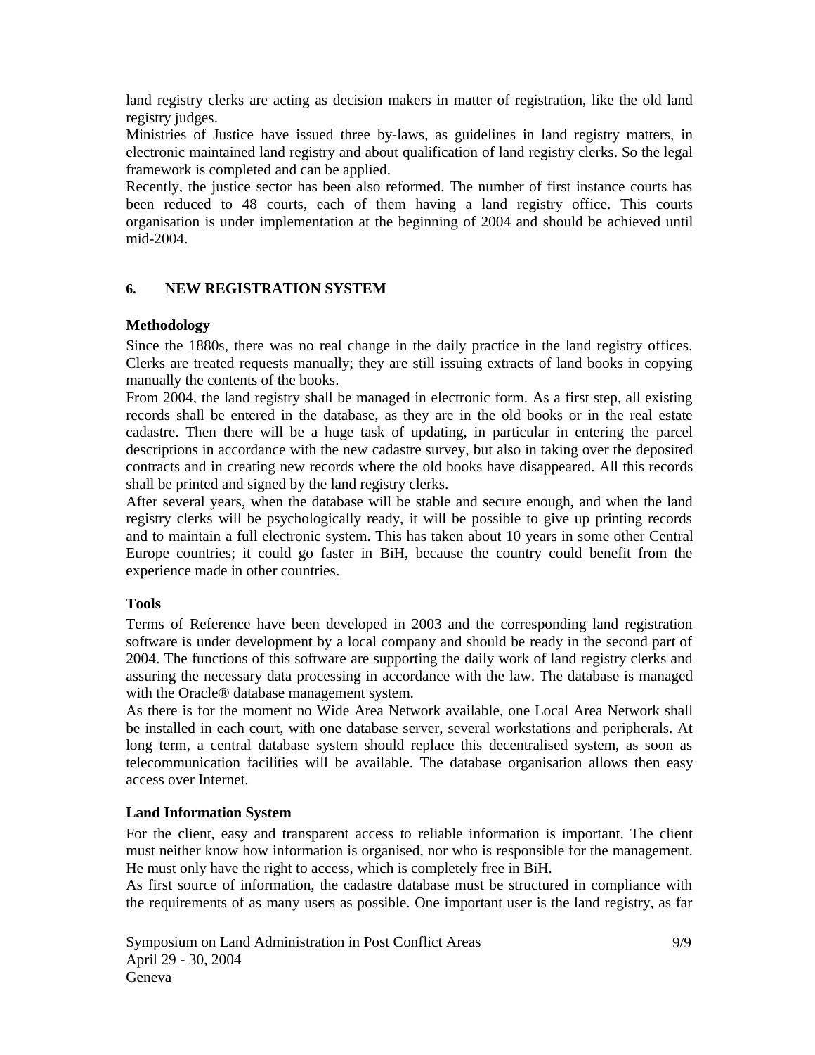land registry clerks are acting as decision makers in matter of registration, like the old land registry judges.

Ministries of Justice have issued three by-laws, as guidelines in land registry matters, in electronic maintained land registry and about qualification of land registry clerks. So the legal framework is completed and can be applied.

Recently, the justice sector has been also reformed. The number of first instance courts has been reduced to 48 courts, each of them having a land registry office. This courts organisation is under implementation at the beginning of 2004 and should be achieved until mid-2004.

## 6. NEW REGISTRATION SYSTEM

### Methodology

Since the 1880s, there was no real change in the daily practice in the land registry offices. Clerks are treated requests manually; they are still issuing extracts of land books in copying manually the contents of the books.

From 2004, the land registry shall be managed in electronic form. As a first step, all existing records shall be entered in the database, as they are in the old books or in the real estate cadastre. Then there will be a huge task of updating, in particular in entering the parcel descriptions in accordance with the new cadastre survey, but also in taking over the deposited contracts and in creating new records where the old books have disappeared. All this records shall be printed and signed by the land registry clerks.

After several years, when the database will be stable and secure enough, and when the land registry clerks will be psychologically ready, it will be possible to give up printing records and to maintain a full electronic system. This has taken about 10 years in some other Central Europe countries; it could go faster in BiH, because the country could benefit from the experience made in other countries.

### Tools

Terms of Reference have been developed in 2003 and the corresponding land registration software is under development by a local company and should be ready in the second part of 2004. The functions of this software are supporting the daily work of land registry clerks and assuring the necessary data processing in accordance with the law. The database is managed with the Oracle® database management system.

As there is for the moment no Wide Area Network available, one Local Area Network shall be installed in each court, with one database server, several workstations and peripherals. At long term, a central database system should replace this decentralised system, as soon as telecommunication facilities will be available. The database organisation allows then easy access over Internet.

### Land Information System

For the client, easy and transparent access to reliable information is important. The client must neither know how information is organised, nor who is responsible for the management. He must only have the right to access, which is completely free in BiH.

As first source of information, the cadastre database must be structured in compliance with the requirements of as many users as possible. One important user is the land registry, as far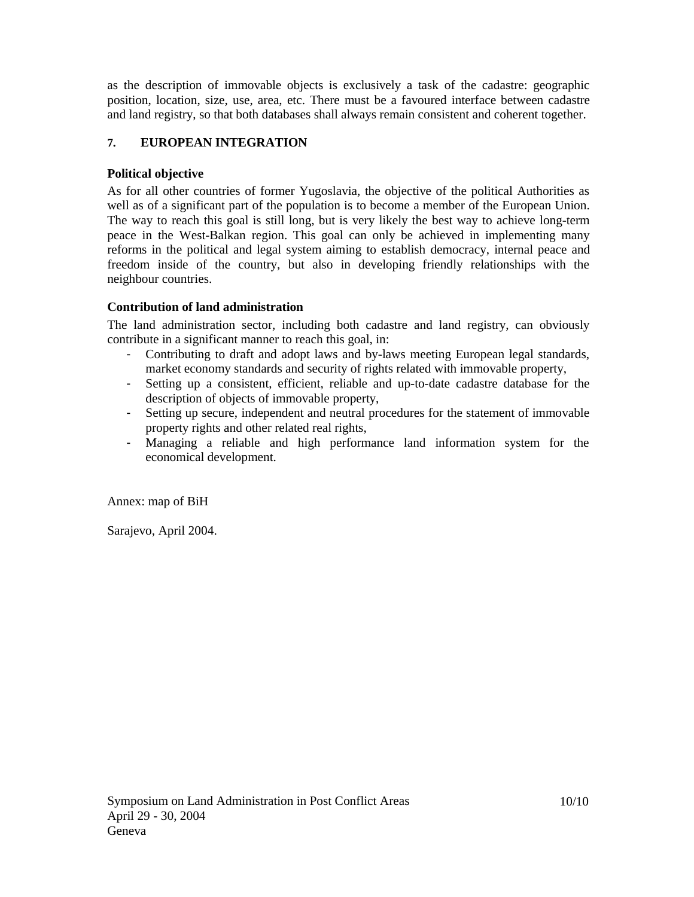as the description of immovable objects is exclusively a task of the cadastre: geographic position, location, size, use, area, etc. There must be a favoured interface between cadastre and land registry, so that both databases shall always remain consistent and coherent together.

## 7. EUROPEAN INTEGRATION

### Political objective

As for all other countries of former Yugoslavia, the objective of the political Authorities as well as of a significant part of the population is to become a member of the European Union. The way to reach this goal is still long, but is very likely the best way to achieve long-term peace in the West-Balkan region. This goal can only be achieved in implementing many reforms in the political and legal system aiming to establish democracy, internal peace and freedom inside of the country, but also in developing friendly relationships with the neighbour countries.

### Contribution of land administration

The land administration sector, including both cadastre and land registry, can obviously contribute in a significant manner to reach this goal, in:

- Contributing to draft and adopt laws and by-laws meeting European legal standards, market economy standards and security of rights related with immovable property,
- Setting up a consistent, efficient, reliable and up-to-date cadastre database for the description of objects of immovable property,
- Setting up secure, independent and neutral procedures for the statement of immovable property rights and other related real rights,
- Managing a reliable and high performance land information system for the economical development.

Annex: map of BiH

Sarajevo, April 2004.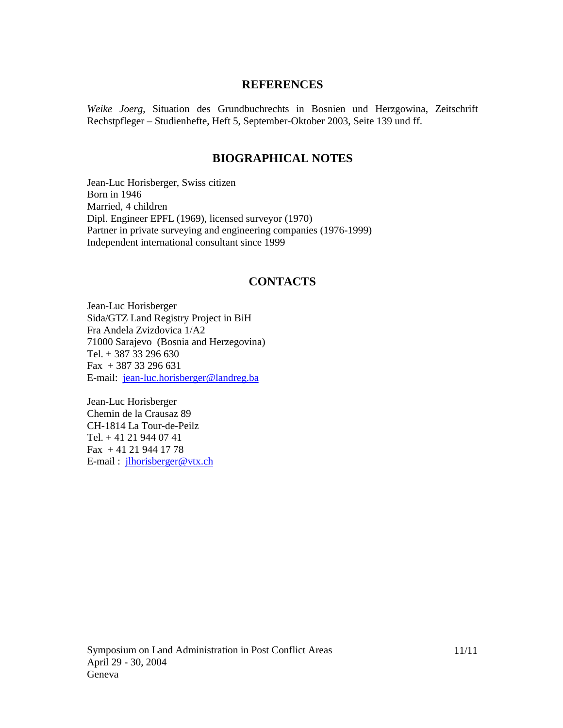## REFERENCES

*Weike Joerg*, Situation des Grundbuchrechts in Bosnien und Herzgowina, Zeitschrift Rechstpfleger – Studienhefte, Heft 5, September-Oktober 2003, Seite 139 und ff.

## BIOGRAPHICAL NOTES

Jean-Luc Horisberger, Swiss citizen
Born in 1946
Married, 4 children
Dipl. Engineer EPFL (1969), licensed surveyor (1970)
Partner in private surveying and engineering companies (1976-1999)
Independent international consultant since 1999

## CONTACTS

Jean-Luc Horisberger
Sida/GTZ Land Registry Project in BiH
Fra Andela Zvizdovica 1/A2
71000 Sarajevo (Bosnia and Herzegovina)
Tel. + 387 33 296 630
Fax + 387 33 296 631
E-mail: jean-luc.horisberger@landreg.ba

Jean-Luc Horisberger
Chemin de la Crausaz 89
CH-1814 La Tour-de-Peilz
Tel. + 41 21 944 07 41
Fax + 41 21 944 17 78
E-mail : jlhorisberger@vtx.ch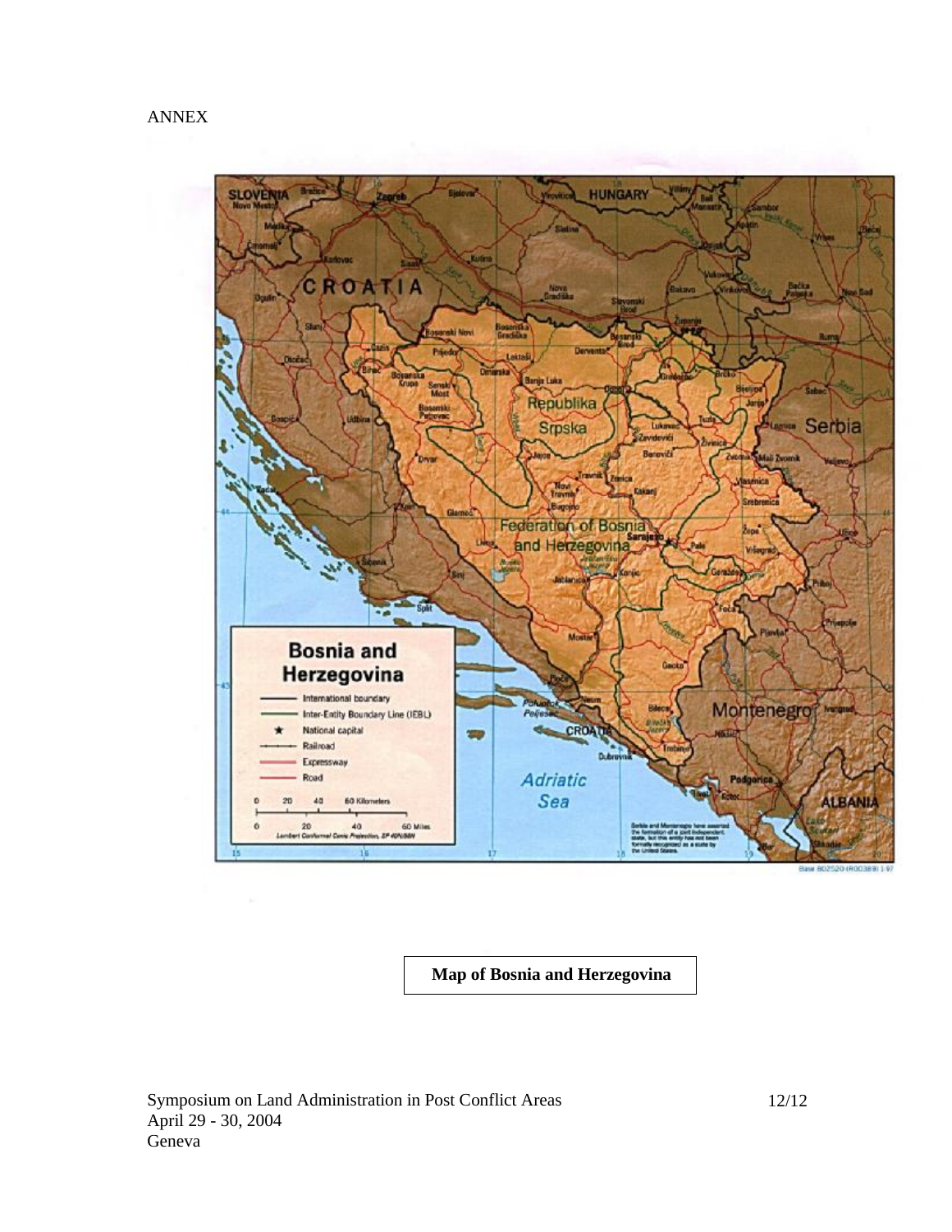ANNEX

**Map of Bosnia and Herzegovina**